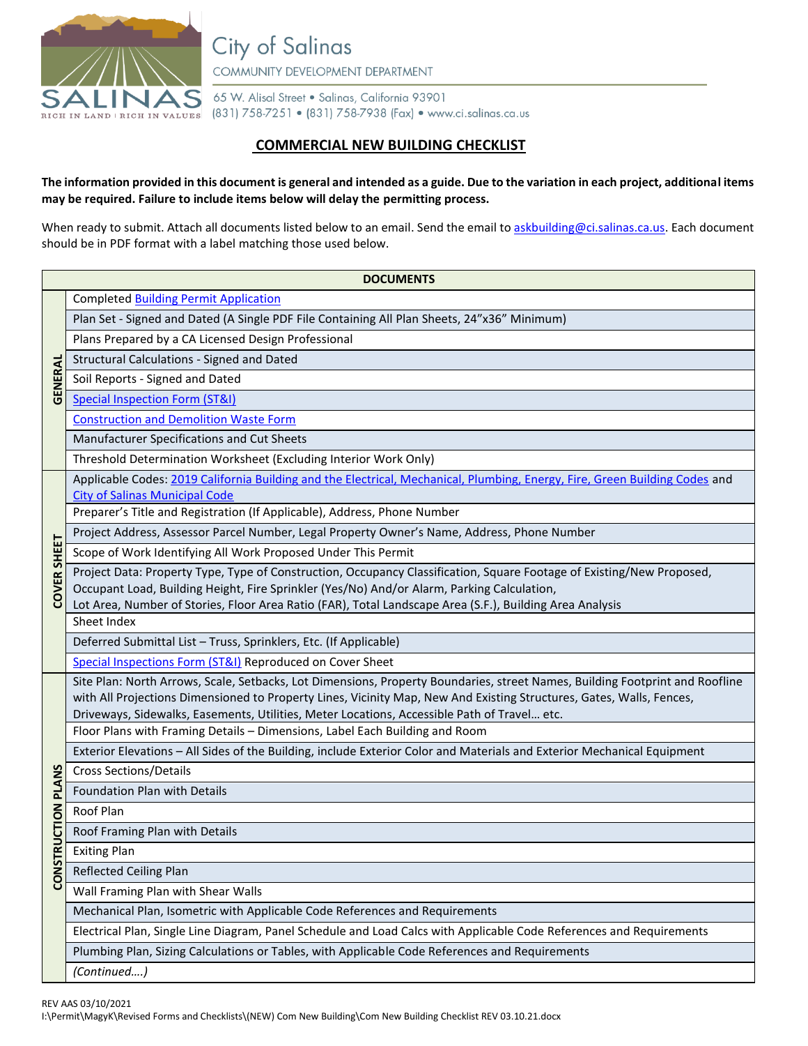City of Salinas

COMMUNITY DEVELOPMENT DEPARTMENT

65 W. Alisal Street • Salinas, California 93901
(831) 758-7251 • (831) 758-7938 (Fax) • www.ci.salinas.ca.us

# COMMERCIAL NEW BUILDING CHECKLIST

**The information provided in this document is general and intended as a guide. Due to the variation in each project, additional items may be required. Failure to include items below will delay the permitting process.**

When ready to submit. Attach all documents listed below to an email. Send the email to askbuilding@ci.salinas.ca.us. Each document should be in PDF format with a label matching those used below.

| | DOCUMENTS |
|---|---|
| GENERAL | Completed Building Permit Application |
| | Plan Set - Signed and Dated (A Single PDF File Containing All Plan Sheets, 24"x36" Minimum) |
| | Plans Prepared by a CA Licensed Design Professional |
| | Structural Calculations - Signed and Dated |
| | Soil Reports - Signed and Dated |
| | Special Inspection Form (ST&I) |
| | Construction and Demolition Waste Form |
| | Manufacturer Specifications and Cut Sheets |
| | Threshold Determination Worksheet (Excluding Interior Work Only) |
| COVER SHEET | Applicable Codes: 2019 California Building and the Electrical, Mechanical, Plumbing, Energy, Fire, Green Building Codes and City of Salinas Municipal Code |
| | Preparer's Title and Registration (If Applicable), Address, Phone Number |
| | Project Address, Assessor Parcel Number, Legal Property Owner's Name, Address, Phone Number |
| | Scope of Work Identifying All Work Proposed Under This Permit |
| | Project Data: Property Type, Type of Construction, Occupancy Classification, Square Footage of Existing/New Proposed, Occupant Load, Building Height, Fire Sprinkler (Yes/No) And/or Alarm, Parking Calculation, Lot Area, Number of Stories, Floor Area Ratio (FAR), Total Landscape Area (S.F.), Building Area Analysis |
| | Sheet Index |
| | Deferred Submittal List – Truss, Sprinklers, Etc. (If Applicable) |
| | Special Inspections Form (ST&I) Reproduced on Cover Sheet |
| CONSTRUCTION PLANS | Site Plan: North Arrows, Scale, Setbacks, Lot Dimensions, Property Boundaries, street Names, Building Footprint and Roofline with All Projections Dimensioned to Property Lines, Vicinity Map, New And Existing Structures, Gates, Walls, Fences, Driveways, Sidewalks, Easements, Utilities, Meter Locations, Accessible Path of Travel… etc. |
| | Floor Plans with Framing Details – Dimensions, Label Each Building and Room |
| | Exterior Elevations – All Sides of the Building, include Exterior Color and Materials and Exterior Mechanical Equipment |
| | Cross Sections/Details |
| | Foundation Plan with Details |
| | Roof Plan |
| | Roof Framing Plan with Details |
| | Exiting Plan |
| | Reflected Ceiling Plan |
| | Wall Framing Plan with Shear Walls |
| | Mechanical Plan, Isometric with Applicable Code References and Requirements |
| | Electrical Plan, Single Line Diagram, Panel Schedule and Load Calcs with Applicable Code References and Requirements |
| | Plumbing Plan, Sizing Calculations or Tables, with Applicable Code References and Requirements |
| | *(Continued….)* |

REV AAS 03/10/2021
I:\Permit\MagyK\Revised Forms and Checklists\(NEW) Com New Building\Com New Building Checklist REV 03.10.21.docx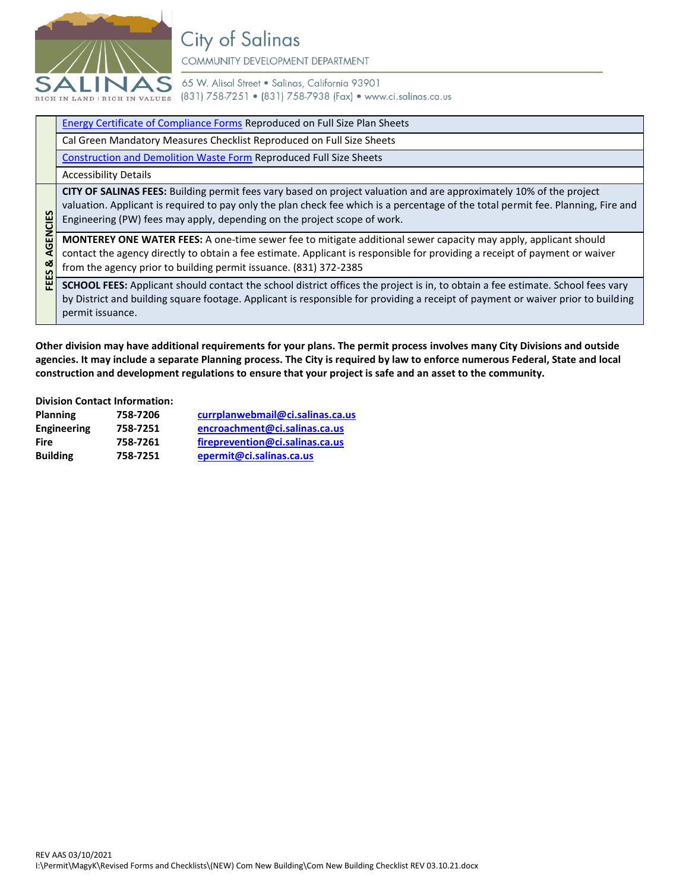| | |
|---|---|
| | Energy Certificate of Compliance Forms Reproduced on Full Size Plan Sheets |
| | Cal Green Mandatory Measures Checklist Reproduced on Full Size Sheets |
| | Construction and Demolition Waste Form Reproduced Full Size Sheets |
| | Accessibility Details |
| FEES & AGENCIES | **CITY OF SALINAS FEES:** Building permit fees vary based on project valuation and are approximately 10% of the project valuation. Applicant is required to pay only the plan check fee which is a percentage of the total permit fee. Planning, Fire and Engineering (PW) fees may apply, depending on the project scope of work. |
| | **MONTEREY ONE WATER FEES:** A one-time sewer fee to mitigate additional sewer capacity may apply, applicant should contact the agency directly to obtain a fee estimate. Applicant is responsible for providing a receipt of payment or waiver from the agency prior to building permit issuance. (831) 372-2385 |
| | **SCHOOL FEES:** Applicant should contact the school district offices the project is in, to obtain a fee estimate. School fees vary by District and building square footage. Applicant is responsible for providing a receipt of payment or waiver prior to building permit issuance. |

**Other division may have additional requirements for your plans. The permit process involves many City Divisions and outside agencies. It may include a separate Planning process. The City is required by law to enforce numerous Federal, State and local construction and development regulations to ensure that your project is safe and an asset to the community.**

**Division Contact Information:**

| | | |
|---|---|---|
| **Planning** | **758-7206** | **currplanwebmail@ci.salinas.ca.us** |
| **Engineering** | **758-7251** | **encroachment@ci.salinas.ca.us** |
| **Fire** | **758-7261** | **fireprevention@ci.salinas.ca.us** |
| **Building** | **758-7251** | **epermit@ci.salinas.ca.us** |

REV AAS 03/10/2021
I:\Permit\MagyK\Revised Forms and Checklists\(NEW) Com New Building\Com New Building Checklist REV 03.10.21.docx